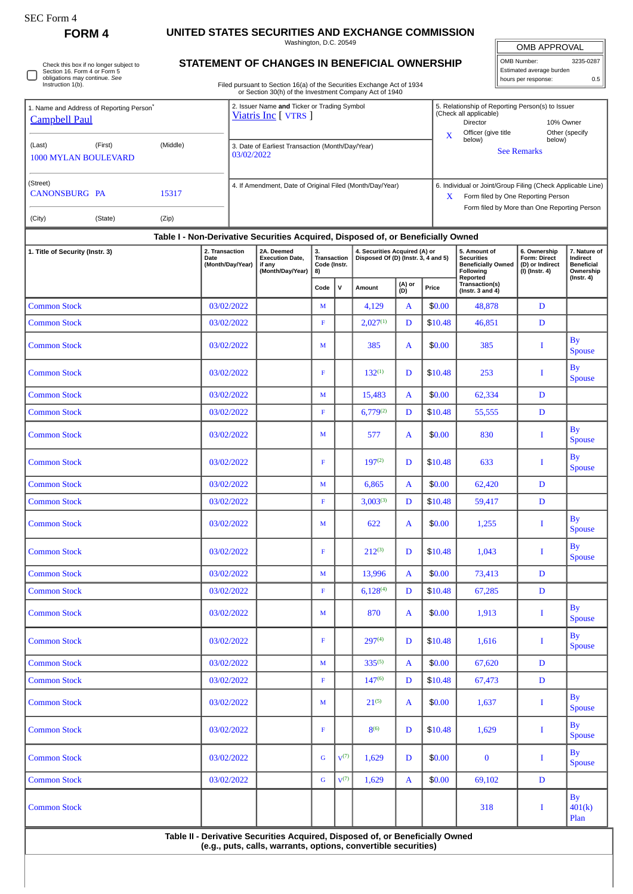SEC Form 4

**FORM 4**

# UNITED STATES SECURITIES AND EXCHANGE COMMISSION

Washington, D.C. 20549

## STATEMENT OF CHANGES IN BENEFICIAL OWNERSHIP

Filed pursuant to Section 16(a) of the Securities Exchange Act of 1934 or Section 30(h) of the Investment Company Act of 1940

| OMB APPROVAL | |
|---|---|
| OMB Number: | 3235-0287 |
| Estimated average burden | |
| hours per response: | 0.5 |

☐ Check this box if no longer subject to Section 16. Form 4 or Form 5 obligations may continue. *See* Instruction 1(b).

1. Name and Address of Reporting Person*
Campbell Paul

(Last) (First) (Middle)
1000 MYLAN BOULEVARD

(Street)
CANONSBURG PA 15317

(City) (State) (Zip)

2. Issuer Name **and** Ticker or Trading Symbol
Viatris Inc [ VTRS ]

3. Date of Earliest Transaction (Month/Day/Year)
03/02/2022

4. If Amendment, Date of Original Filed (Month/Day/Year)

5. Relationship of Reporting Person(s) to Issuer (Check all applicable)
Director
10% Owner
X Officer (give title below)
Other (specify below)
See Remarks

6. Individual or Joint/Group Filing (Check Applicable Line)
X Form filed by One Reporting Person
Form filed by More than One Reporting Person

**Table I - Non-Derivative Securities Acquired, Disposed of, or Beneficially Owned**

| 1. Title of Security (Instr. 3) | 2. Transaction Date (Month/Day/Year) | 2A. Deemed Execution Date, if any (Month/Day/Year) | 3. Transaction Code (Instr. 8) | | 4. Securities Acquired (A) or Disposed Of (D) (Instr. 3, 4 and 5) | | | 5. Amount of Securities Beneficially Owned Following Reported Transaction(s) (Instr. 3 and 4) | 6. Ownership Form: Direct (D) or Indirect (I) (Instr. 4) | 7. Nature of Indirect Beneficial Ownership (Instr. 4) |
|---|---|---|---|---|---|---|---|---|---|---|
| | | | Code | V | Amount | (A) or (D) | Price | | | |
| Common Stock | 03/02/2022 | | M | | 4,129 | A | $0.00 | 48,878 | D | |
| Common Stock | 03/02/2022 | | F | | 2,027[(1)] | D | $10.48 | 46,851 | D | |
| Common Stock | 03/02/2022 | | M | | 385 | A | $0.00 | 385 | I | By Spouse |
| Common Stock | 03/02/2022 | | F | | 132[(1)] | D | $10.48 | 253 | I | By Spouse |
| Common Stock | 03/02/2022 | | M | | 15,483 | A | $0.00 | 62,334 | D | |
| Common Stock | 03/02/2022 | | F | | 6,779[(2)] | D | $10.48 | 55,555 | D | |
| Common Stock | 03/02/2022 | | M | | 577 | A | $0.00 | 830 | I | By Spouse |
| Common Stock | 03/02/2022 | | F | | 197[(2)] | D | $10.48 | 633 | I | By Spouse |
| Common Stock | 03/02/2022 | | M | | 6,865 | A | $0.00 | 62,420 | D | |
| Common Stock | 03/02/2022 | | F | | 3,003[(3)] | D | $10.48 | 59,417 | D | |
| Common Stock | 03/02/2022 | | M | | 622 | A | $0.00 | 1,255 | I | By Spouse |
| Common Stock | 03/02/2022 | | F | | 212[(3)] | D | $10.48 | 1,043 | I | By Spouse |
| Common Stock | 03/02/2022 | | M | | 13,996 | A | $0.00 | 73,413 | D | |
| Common Stock | 03/02/2022 | | F | | 6,128[(4)] | D | $10.48 | 67,285 | D | |
| Common Stock | 03/02/2022 | | M | | 870 | A | $0.00 | 1,913 | I | By Spouse |
| Common Stock | 03/02/2022 | | F | | 297[(4)] | D | $10.48 | 1,616 | I | By Spouse |
| Common Stock | 03/02/2022 | | M | | 335[(5)] | A | $0.00 | 67,620 | D | |
| Common Stock | 03/02/2022 | | F | | 147[(6)] | D | $10.48 | 67,473 | D | |
| Common Stock | 03/02/2022 | | M | | 21[(5)] | A | $0.00 | 1,637 | I | By Spouse |
| Common Stock | 03/02/2022 | | F | | 8[(6)] | D | $10.48 | 1,629 | I | By Spouse |
| Common Stock | 03/02/2022 | | G | V[(7)] | 1,629 | D | $0.00 | 0 | I | By Spouse |
| Common Stock | 03/02/2022 | | G | V[(7)] | 1,629 | A | $0.00 | 69,102 | D | |
| Common Stock | | | | | | | | 318 | I | By 401(k) Plan |

**Table II - Derivative Securities Acquired, Disposed of, or Beneficially Owned (e.g., puts, calls, warrants, options, convertible securities)**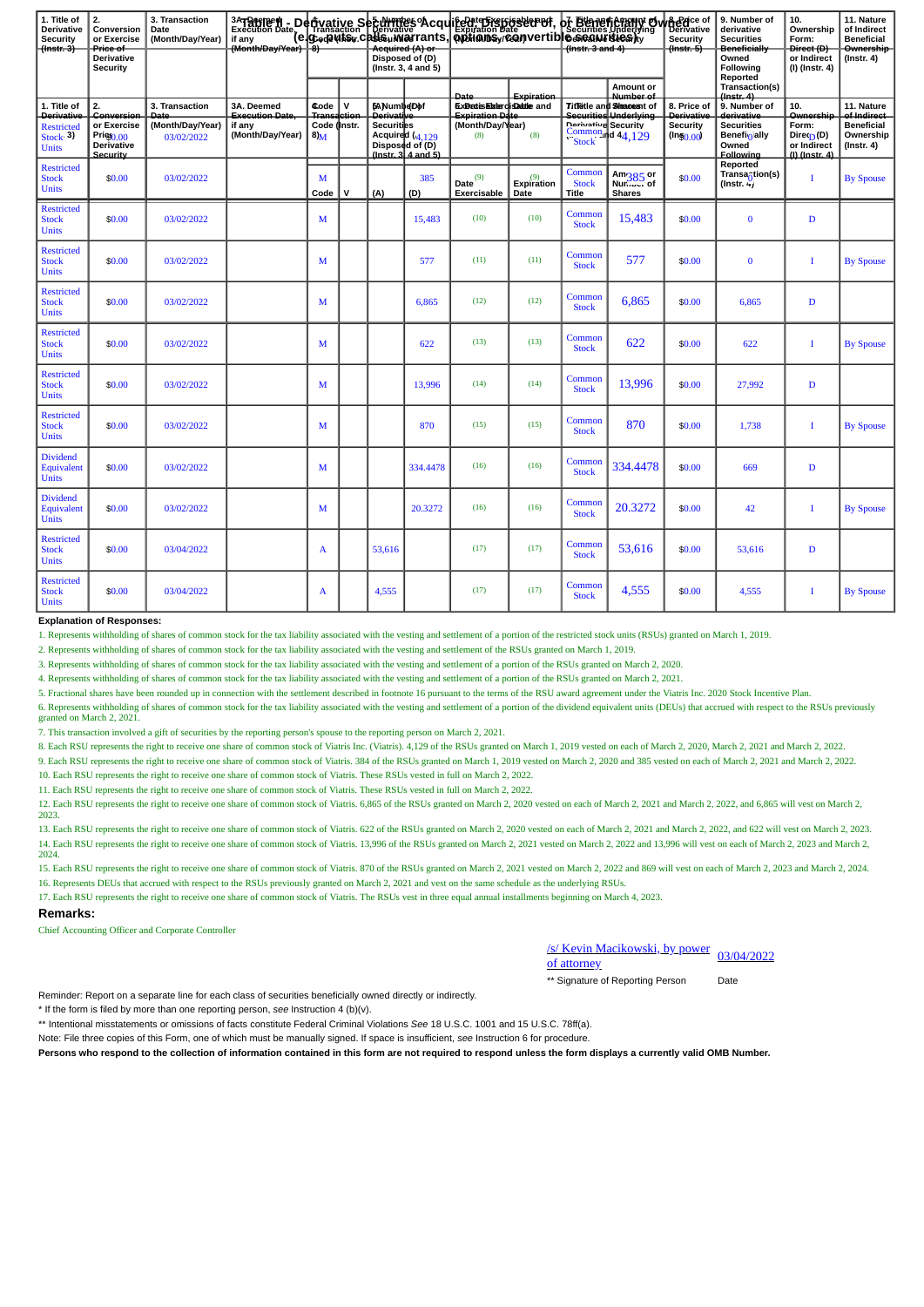# Table II - Derivative Securities Acquired, Disposed of, or Beneficially Owned (e.g., puts, calls, warrants, options, convertible securities)

| 1. Title of Derivative Security (Instr. 3) | 2. Conversion or Exercise Price of Derivative Security | 3. Transaction Date (Month/Day/Year) | 3A. Deemed Execution Date, if any (Month/Day/Year) | 4. Transaction Code (Instr. 8) | | 5. Number of Derivative Securities Acquired (A) or Disposed of (D) (Instr. 3, 4 and 5) | | 6. Date Exercisable and Expiration Date (Month/Day/Year) | | 7. Title and Amount of Securities Underlying Derivative Security (Instr. 3 and 4) | | 8. Price of Derivative Security (Instr. 5) | 9. Number of derivative Securities Beneficially Owned Following Reported Transaction(s) (Instr. 4) | 10. Ownership Form: Direct (D) or Indirect (I) (Instr. 4) | 11. Nature of Indirect Beneficial Ownership (Instr. 4) |
|---|---|---|---|---|---|---|---|---|---|---|---|---|---|---|---|
| | | | | Code | V | (A) | (D) | Date Exercisable | Expiration Date | Title | Amount or Number of Shares | | | | |
| Restricted Stock Units | $0.00 | 03/02/2022 | | M | | | 4,129 | (8) | (8) | Common Stock | 4,129 | $0.00 | 0 | D | |
| Restricted Stock Units | $0.00 | 03/02/2022 | | M | | | 385 | (9) | (9) | Common Stock | 385 | $0.00 | 0 | I | By Spouse |
| Restricted Stock Units | $0.00 | 03/02/2022 | | M | | | 15,483 | (10) | (10) | Common Stock | 15,483 | $0.00 | 0 | D | |
| Restricted Stock Units | $0.00 | 03/02/2022 | | M | | | 577 | (11) | (11) | Common Stock | 577 | $0.00 | 0 | I | By Spouse |
| Restricted Stock Units | $0.00 | 03/02/2022 | | M | | | 6,865 | (12) | (12) | Common Stock | 6,865 | $0.00 | 6,865 | D | |
| Restricted Stock Units | $0.00 | 03/02/2022 | | M | | | 622 | (13) | (13) | Common Stock | 622 | $0.00 | 622 | I | By Spouse |
| Restricted Stock Units | $0.00 | 03/02/2022 | | M | | | 13,996 | (14) | (14) | Common Stock | 13,996 | $0.00 | 27,992 | D | |
| Restricted Stock Units | $0.00 | 03/02/2022 | | M | | | 870 | (15) | (15) | Common Stock | 870 | $0.00 | 1,738 | I | By Spouse |
| Dividend Equivalent Units | $0.00 | 03/02/2022 | | M | | | 334.4478 | (16) | (16) | Common Stock | 334.4478 | $0.00 | 669 | D | |
| Dividend Equivalent Units | $0.00 | 03/02/2022 | | M | | | 20.3272 | (16) | (16) | Common Stock | 20.3272 | $0.00 | 42 | I | By Spouse |
| Restricted Stock Units | $0.00 | 03/04/2022 | | A | | 53,616 | | (17) | (17) | Common Stock | 53,616 | $0.00 | 53,616 | D | |
| Restricted Stock Units | $0.00 | 03/04/2022 | | A | | 4,555 | | (17) | (17) | Common Stock | 4,555 | $0.00 | 4,555 | I | By Spouse |

**Explanation of Responses:**

1. Represents withholding of shares of common stock for the tax liability associated with the vesting and settlement of a portion of the restricted stock units (RSUs) granted on March 1, 2019.
2. Represents withholding of shares of common stock for the tax liability associated with the vesting and settlement of the RSUs granted on March 1, 2019.
3. Represents withholding of shares of common stock for the tax liability associated with the vesting and settlement of a portion of the RSUs granted on March 2, 2020.
4. Represents withholding of shares of common stock for the tax liability associated with the vesting and settlement of a portion of the RSUs granted on March 2, 2021.
5. Fractional shares have been rounded up in connection with the settlement described in footnote 16 pursuant to the terms of the RSU award agreement under the Viatris Inc. 2020 Stock Incentive Plan.
6. Represents withholding of shares of common stock for the tax liability associated with the vesting and settlement of a portion of the dividend equivalent units (DEUs) that accrued with respect to the RSUs previously granted on March 2, 2021.
7. This transaction involved a gift of securities by the reporting person's spouse to the reporting person on March 2, 2021.
8. Each RSU represents the right to receive one share of common stock of Viatris Inc. (Viatris). 4,129 of the RSUs granted on March 1, 2019 vested on each of March 2, 2020, March 2, 2021 and March 2, 2022.
9. Each RSU represents the right to receive one share of common stock of Viatris. 384 of the RSUs granted on March 1, 2019 vested on March 2, 2020 and 385 vested on each of March 2, 2021 and March 2, 2022.
10. Each RSU represents the right to receive one share of common stock of Viatris. These RSUs vested in full on March 2, 2022.
11. Each RSU represents the right to receive one share of common stock of Viatris. These RSUs vested in full on March 2, 2022.
12. Each RSU represents the right to receive one share of common stock of Viatris. 6,865 of the RSUs granted on March 2, 2020 vested on each of March 2, 2021 and March 2, 2022, and 6,865 will vest on March 2, 2023.
13. Each RSU represents the right to receive one share of common stock of Viatris. 622 of the RSUs granted on March 2, 2020 vested on each of March 2, 2021 and March 2, 2022, and 622 will vest on March 2, 2023.
14. Each RSU represents the right to receive one share of common stock of Viatris. 13,996 of the RSUs granted on March 2, 2021 vested on March 2, 2022 and 13,996 will vest on each of March 2, 2023 and March 2, 2024.
15. Each RSU represents the right to receive one share of common stock of Viatris. 870 of the RSUs granted on March 2, 2021 vested on March 2, 2022 and 869 will vest on each of March 2, 2023 and March 2, 2024.
16. Represents DEUs that accrued with respect to the RSUs previously granted on March 2, 2021 and vest on the same schedule as the underlying RSUs.
17. Each RSU represents the right to receive one share of common stock of Viatris. The RSUs vest in three equal annual installments beginning on March 4, 2023.

## Remarks:

Chief Accounting Officer and Corporate Controller

/s/ Kevin Macikowski, by power of attorney — 03/04/2022

** Signature of Reporting Person — Date

Reminder: Report on a separate line for each class of securities beneficially owned directly or indirectly.

* If the form is filed by more than one reporting person, *see* Instruction 4 (b)(v).

** Intentional misstatements or omissions of facts constitute Federal Criminal Violations *See* 18 U.S.C. 1001 and 15 U.S.C. 78ff(a).

Note: File three copies of this Form, one of which must be manually signed. If space is insufficient, *see* Instruction 6 for procedure.

**Persons who respond to the collection of information contained in this form are not required to respond unless the form displays a currently valid OMB Number.**